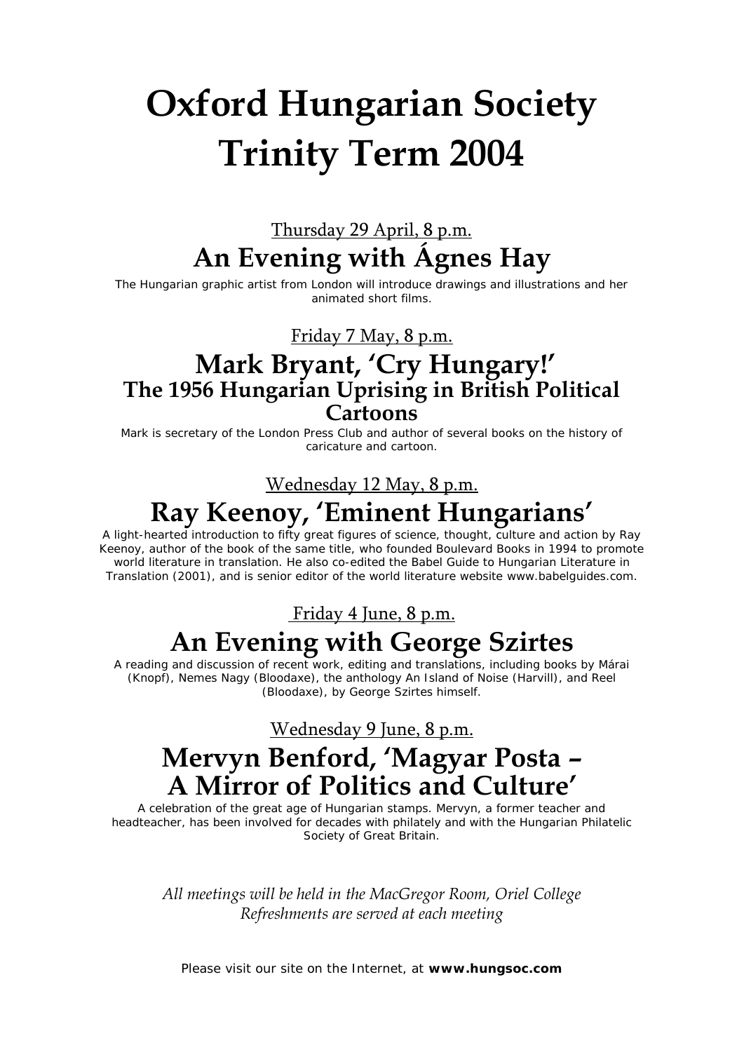# Oxford Hungarian Society
# Trinity Term 2004

Thursday 29 April, 8 p.m.

## An Evening with Ágnes Hay

The Hungarian graphic artist from London will introduce drawings and illustrations and her animated short films.

Friday 7 May, 8 p.m.

## Mark Bryant, 'Cry Hungary!'
### The 1956 Hungarian Uprising in British Political Cartoons

Mark is secretary of the London Press Club and author of several books on the history of caricature and cartoon.

Wednesday 12 May, 8 p.m.

## Ray Keenoy, 'Eminent Hungarians'

A light-hearted introduction to fifty great figures of science, thought, culture and action by Ray Keenoy, author of the book of the same title, who founded Boulevard Books in 1994 to promote world literature in translation. He also co-edited the Babel Guide to Hungarian Literature in Translation (2001), and is senior editor of the world literature website www.babelguides.com.

Friday 4 June, 8 p.m.

## An Evening with George Szirtes

A reading and discussion of recent work, editing and translations, including books by Márai (Knopf), Nemes Nagy (Bloodaxe), the anthology An Island of Noise (Harvill), and Reel (Bloodaxe), by George Szirtes himself.

Wednesday 9 June, 8 p.m.

## Mervyn Benford, 'Magyar Posta – A Mirror of Politics and Culture'

A celebration of the great age of Hungarian stamps. Mervyn, a former teacher and headteacher, has been involved for decades with philately and with the Hungarian Philatelic Society of Great Britain.

*All meetings will be held in the MacGregor Room, Oriel College*
*Refreshments are served at each meeting*

Please visit our site on the Internet, at **www.hungsoc.com**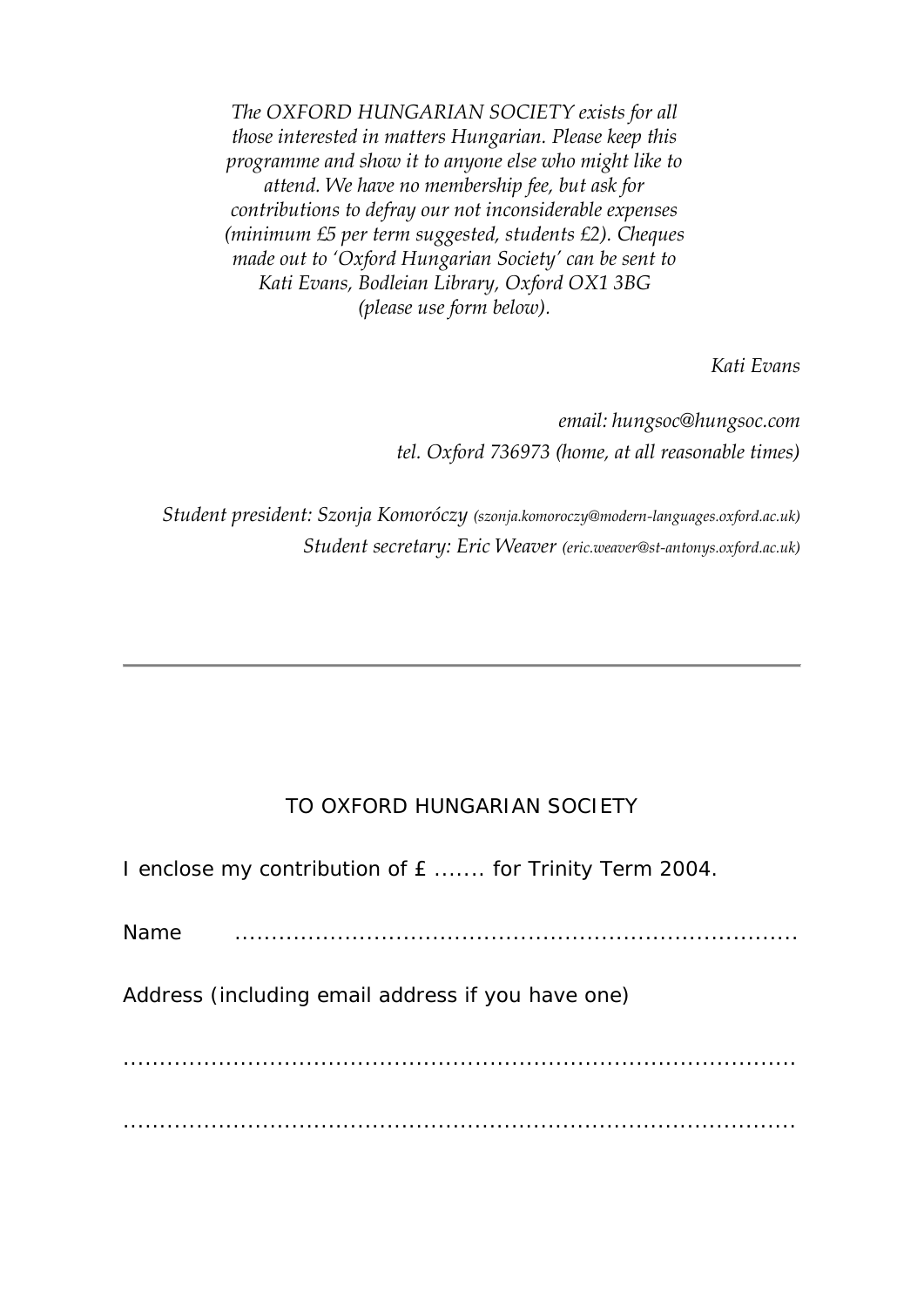*The OXFORD HUNGARIAN SOCIETY exists for all those interested in matters Hungarian. Please keep this programme and show it to anyone else who might like to attend. We have no membership fee, but ask for contributions to defray our not inconsiderable expenses (minimum £5 per term suggested, students £2). Cheques made out to 'Oxford Hungarian Society' can be sent to Kati Evans, Bodleian Library, Oxford OX1 3BG (please use form below).*

*Kati Evans*

*email: hungsoc@hungsoc.com*
*tel. Oxford 736973 (home, at all reasonable times)*

*Student president: Szonja Komoróczy (szonja.komoroczy@modern-languages.oxford.ac.uk)*
*Student secretary: Eric Weaver (eric.weaver@st-antonys.oxford.ac.uk)*

---

TO OXFORD HUNGARIAN SOCIETY

I enclose my contribution of £ ....... for Trinity Term 2004.

Name ..........................................................................

Address (including email address if you have one)

....................................................................................

....................................................................................